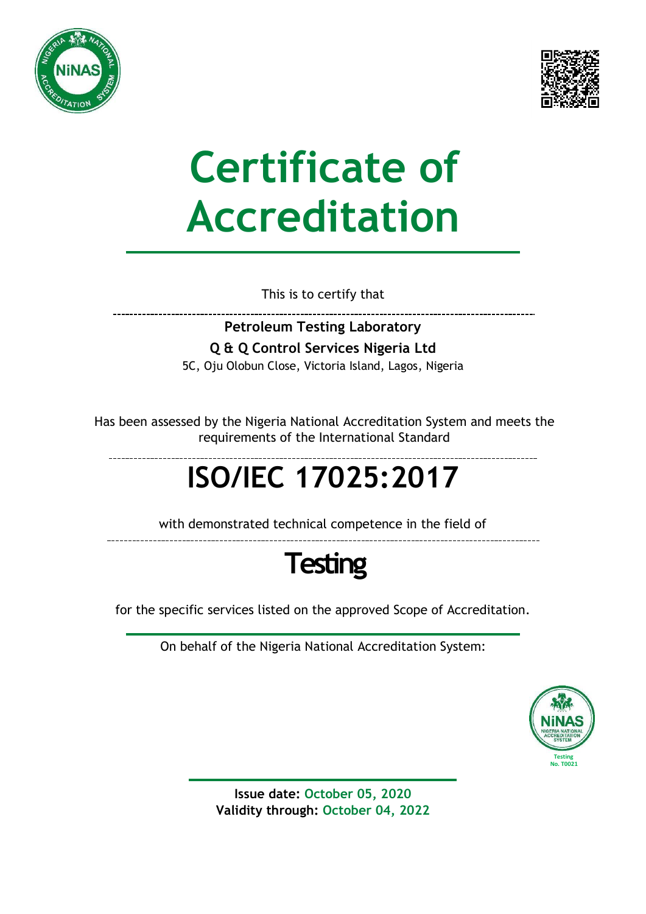# Certificate of Accreditation

This is to certify that

**Petroleum Testing Laboratory**

**Q & Q Control Services Nigeria Ltd**

5C, Oju Olobun Close, Victoria Island, Lagos, Nigeria

Has been assessed by the Nigeria National Accreditation System and meets the requirements of the International Standard

# ISO/IEC 17025:2017

with demonstrated technical competence in the field of

# Testing

for the specific services listed on the approved Scope of Accreditation.

On behalf of the Nigeria National Accreditation System:

NiNAS NIGERIA NATIONAL ACCREDITATION SYSTEM
Testing
No. T0021

**Issue date:** October 05, 2020
**Validity through:** October 04, 2022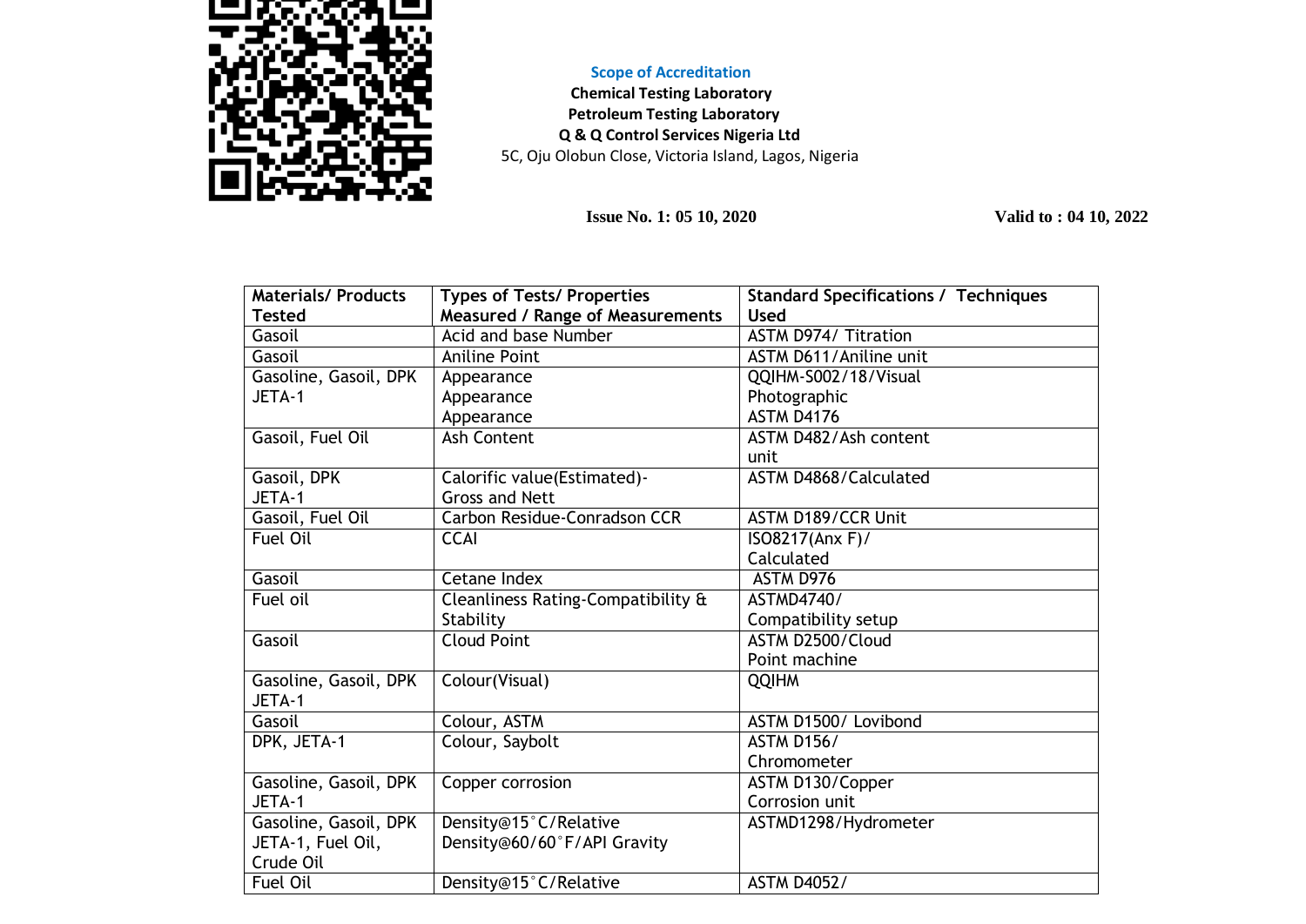**Scope of Accreditation**

**Chemical Testing Laboratory**

**Petroleum Testing Laboratory**

**Q & Q Control Services Nigeria Ltd**

5C, Oju Olobun Close, Victoria Island, Lagos, Nigeria

**Issue No. 1: 05 10, 2020** **Valid to : 04 10, 2022**

| Materials/ Products Tested | Types of Tests/ Properties Measured / Range of Measurements | Standard Specifications / Techniques Used |
|---|---|---|
| Gasoil | Acid and base Number | ASTM D974/ Titration |
| Gasoil | Aniline Point | ASTM D611/Aniline unit |
| Gasoline, Gasoil, DPK JETA-1 | Appearance Appearance Appearance | QQIHM-S002/18/Visual Photographic ASTM D4176 |
| Gasoil, Fuel Oil | Ash Content | ASTM D482/Ash content unit |
| Gasoil, DPK JETA-1 | Calorific value(Estimated)- Gross and Nett | ASTM D4868/Calculated |
| Gasoil, Fuel Oil | Carbon Residue-Conradson CCR | ASTM D189/CCR Unit |
| Fuel Oil | CCAI | ISO8217(Anx F)/ Calculated |
| Gasoil | Cetane Index | ASTM D976 |
| Fuel oil | Cleanliness Rating-Compatibility & Stability | ASTMD4740/ Compatibility setup |
| Gasoil | Cloud Point | ASTM D2500/Cloud Point machine |
| Gasoline, Gasoil, DPK JETA-1 | Colour(Visual) | QQIHM |
| Gasoil | Colour, ASTM | ASTM D1500/ Lovibond |
| DPK, JETA-1 | Colour, Saybolt | ASTM D156/ Chromometer |
| Gasoline, Gasoil, DPK JETA-1 | Copper corrosion | ASTM D130/Copper Corrosion unit |
| Gasoline, Gasoil, DPK JETA-1, Fuel Oil, Crude Oil | Density@15°C/Relative Density@60/60°F/API Gravity | ASTMD1298/Hydrometer |
| Fuel Oil | Density@15°C/Relative | ASTM D4052/ |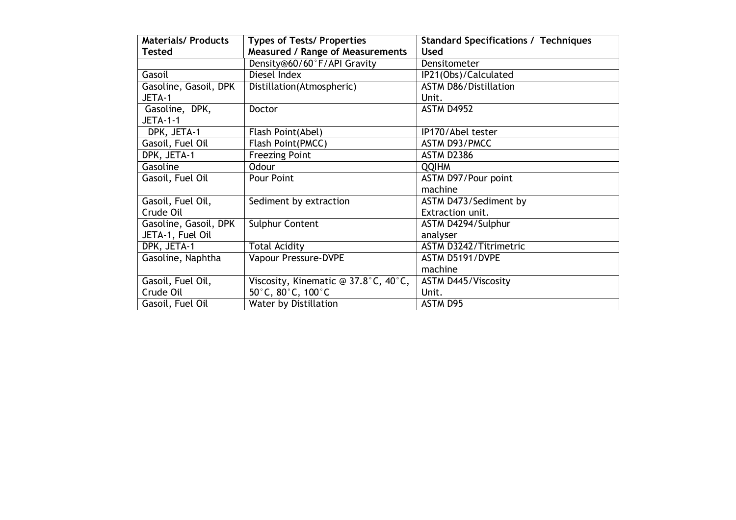| Materials/ Products Tested | Types of Tests/ Properties Measured / Range of Measurements | Standard Specifications / Techniques Used |
|---|---|---|
| | Density@60/60°F/API Gravity | Densitometer |
| Gasoil | Diesel Index | IP21(Obs)/Calculated |
| Gasoline, Gasoil, DPK JETA-1 | Distillation(Atmospheric) | ASTM D86/Distillation Unit. |
| Gasoline, DPK, JETA-1-1 | Doctor | ASTM D4952 |
| DPK, JETA-1 | Flash Point(Abel) | IP170/Abel tester |
| Gasoil, Fuel Oil | Flash Point(PMCC) | ASTM D93/PMCC |
| DPK, JETA-1 | Freezing Point | ASTM D2386 |
| Gasoline | Odour | QQIHM |
| Gasoil, Fuel Oil | Pour Point | ASTM D97/Pour point machine |
| Gasoil, Fuel Oil, Crude Oil | Sediment by extraction | ASTM D473/Sediment by Extraction unit. |
| Gasoline, Gasoil, DPK JETA-1, Fuel Oil | Sulphur Content | ASTM D4294/Sulphur analyser |
| DPK, JETA-1 | Total Acidity | ASTM D3242/Titrimetric |
| Gasoline, Naphtha | Vapour Pressure-DVPE | ASTM D5191/DVPE machine |
| Gasoil, Fuel Oil, Crude Oil | Viscosity, Kinematic @ 37.8°C, 40°C, 50°C, 80°C, 100°C | ASTM D445/Viscosity Unit. |
| Gasoil, Fuel Oil | Water by Distillation | ASTM D95 |